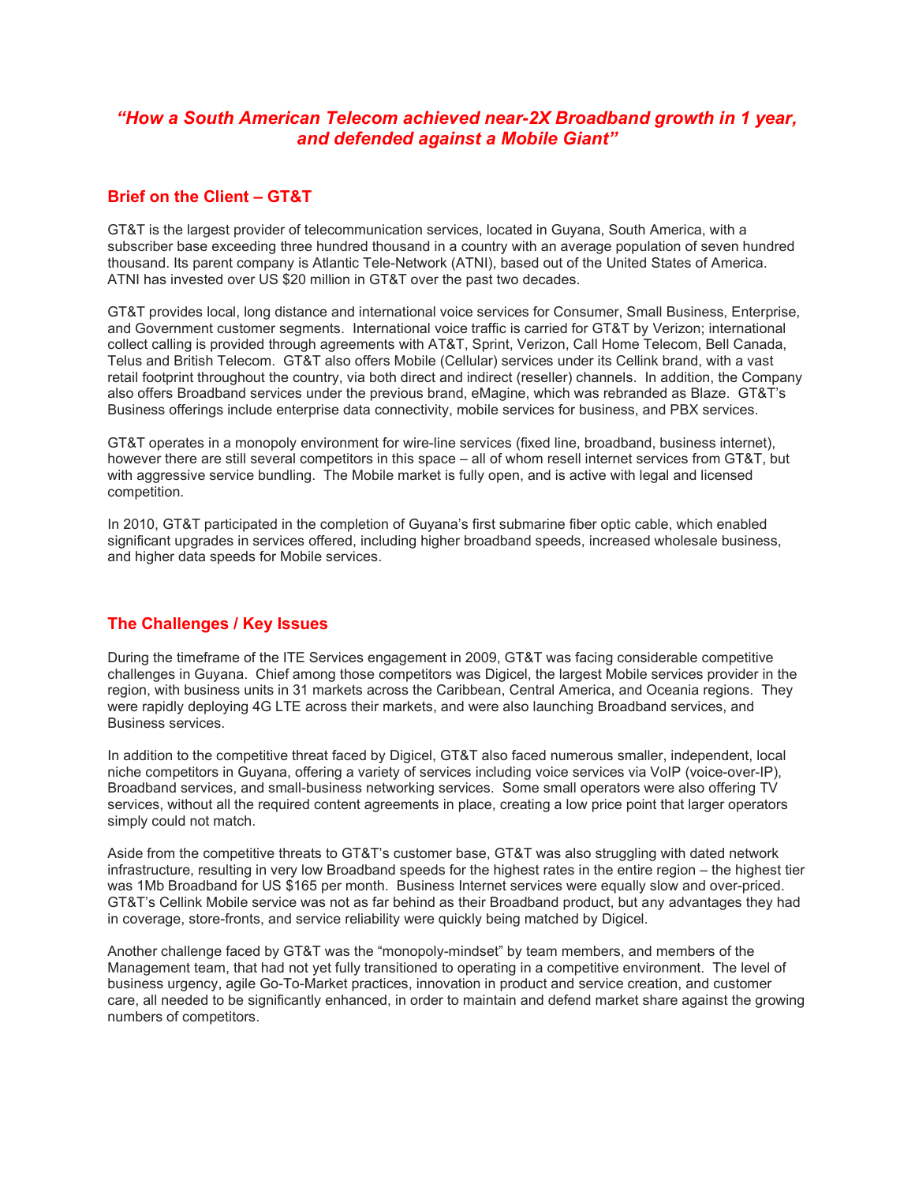# *"How a South American Telecom achieved near-2X Broadband growth in 1 year, and defended against a Mobile Giant"*

## Brief on the Client – GT&T

GT&T is the largest provider of telecommunication services, located in Guyana, South America, with a subscriber base exceeding three hundred thousand in a country with an average population of seven hundred thousand. Its parent company is Atlantic Tele-Network (ATNI), based out of the United States of America. ATNI has invested over US $20 million in GT&T over the past two decades.

GT&T provides local, long distance and international voice services for Consumer, Small Business, Enterprise, and Government customer segments. International voice traffic is carried for GT&T by Verizon; international collect calling is provided through agreements with AT&T, Sprint, Verizon, Call Home Telecom, Bell Canada, Telus and British Telecom. GT&T also offers Mobile (Cellular) services under its Cellink brand, with a vast retail footprint throughout the country, via both direct and indirect (reseller) channels. In addition, the Company also offers Broadband services under the previous brand, eMagine, which was rebranded as Blaze. GT&T's Business offerings include enterprise data connectivity, mobile services for business, and PBX services.

GT&T operates in a monopoly environment for wire-line services (fixed line, broadband, business internet), however there are still several competitors in this space – all of whom resell internet services from GT&T, but with aggressive service bundling. The Mobile market is fully open, and is active with legal and licensed competition.

In 2010, GT&T participated in the completion of Guyana's first submarine fiber optic cable, which enabled significant upgrades in services offered, including higher broadband speeds, increased wholesale business, and higher data speeds for Mobile services.

## The Challenges / Key Issues

During the timeframe of the ITE Services engagement in 2009, GT&T was facing considerable competitive challenges in Guyana. Chief among those competitors was Digicel, the largest Mobile services provider in the region, with business units in 31 markets across the Caribbean, Central America, and Oceania regions. They were rapidly deploying 4G LTE across their markets, and were also launching Broadband services, and Business services.

In addition to the competitive threat faced by Digicel, GT&T also faced numerous smaller, independent, local niche competitors in Guyana, offering a variety of services including voice services via VoIP (voice-over-IP), Broadband services, and small-business networking services. Some small operators were also offering TV services, without all the required content agreements in place, creating a low price point that larger operators simply could not match.

Aside from the competitive threats to GT&T's customer base, GT&T was also struggling with dated network infrastructure, resulting in very low Broadband speeds for the highest rates in the entire region – the highest tier was 1Mb Broadband for US $165 per month. Business Internet services were equally slow and over-priced. GT&T's Cellink Mobile service was not as far behind as their Broadband product, but any advantages they had in coverage, store-fronts, and service reliability were quickly being matched by Digicel.

Another challenge faced by GT&T was the "monopoly-mindset" by team members, and members of the Management team, that had not yet fully transitioned to operating in a competitive environment. The level of business urgency, agile Go-To-Market practices, innovation in product and service creation, and customer care, all needed to be significantly enhanced, in order to maintain and defend market share against the growing numbers of competitors.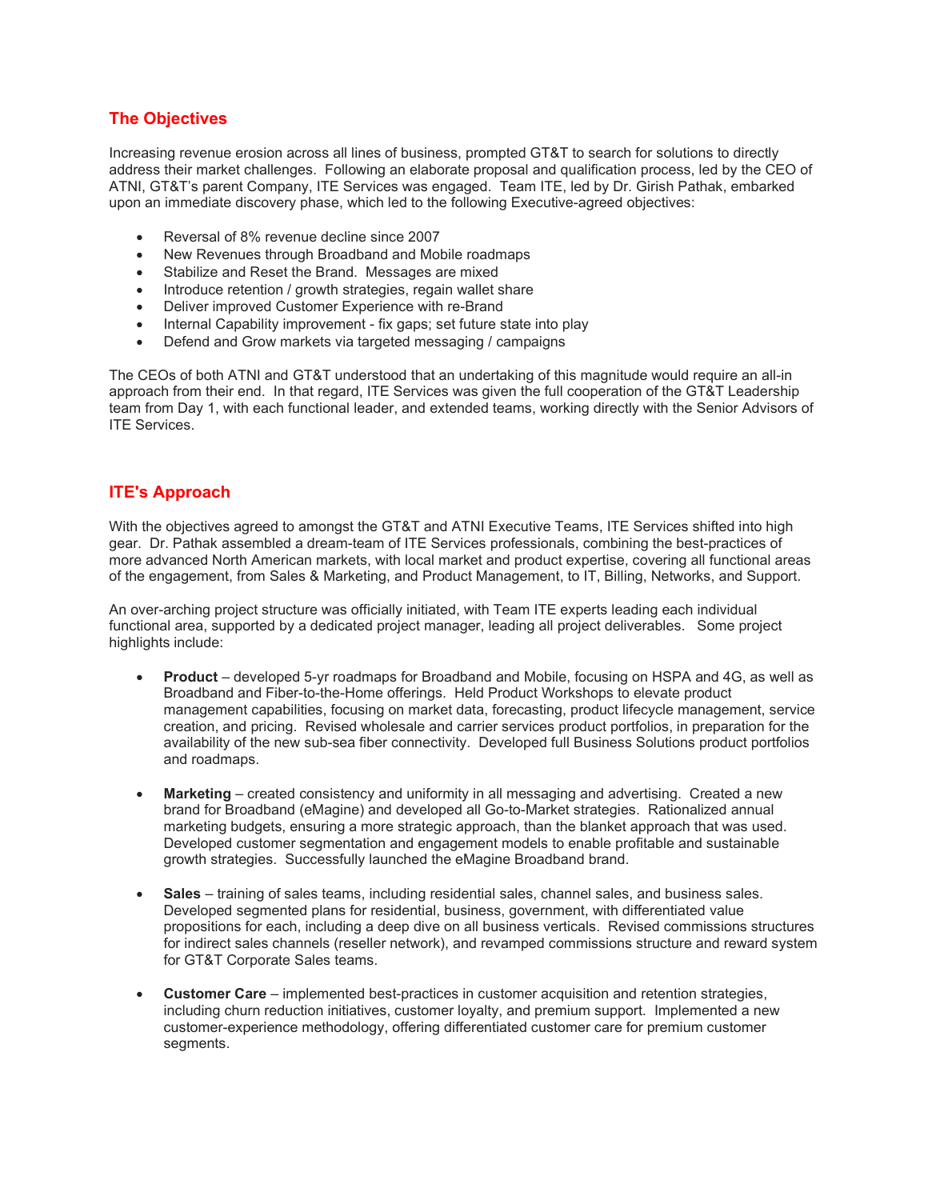## The Objectives

Increasing revenue erosion across all lines of business, prompted GT&T to search for solutions to directly address their market challenges. Following an elaborate proposal and qualification process, led by the CEO of ATNI, GT&T's parent Company, ITE Services was engaged. Team ITE, led by Dr. Girish Pathak, embarked upon an immediate discovery phase, which led to the following Executive-agreed objectives:

- Reversal of 8% revenue decline since 2007
- New Revenues through Broadband and Mobile roadmaps
- Stabilize and Reset the Brand. Messages are mixed
- Introduce retention / growth strategies, regain wallet share
- Deliver improved Customer Experience with re-Brand
- Internal Capability improvement - fix gaps; set future state into play
- Defend and Grow markets via targeted messaging / campaigns

The CEOs of both ATNI and GT&T understood that an undertaking of this magnitude would require an all-in approach from their end. In that regard, ITE Services was given the full cooperation of the GT&T Leadership team from Day 1, with each functional leader, and extended teams, working directly with the Senior Advisors of ITE Services.

## ITE's Approach

With the objectives agreed to amongst the GT&T and ATNI Executive Teams, ITE Services shifted into high gear. Dr. Pathak assembled a dream-team of ITE Services professionals, combining the best-practices of more advanced North American markets, with local market and product expertise, covering all functional areas of the engagement, from Sales & Marketing, and Product Management, to IT, Billing, Networks, and Support.

An over-arching project structure was officially initiated, with Team ITE experts leading each individual functional area, supported by a dedicated project manager, leading all project deliverables. Some project highlights include:

- **Product** – developed 5-yr roadmaps for Broadband and Mobile, focusing on HSPA and 4G, as well as Broadband and Fiber-to-the-Home offerings. Held Product Workshops to elevate product management capabilities, focusing on market data, forecasting, product lifecycle management, service creation, and pricing. Revised wholesale and carrier services product portfolios, in preparation for the availability of the new sub-sea fiber connectivity. Developed full Business Solutions product portfolios and roadmaps.

- **Marketing** – created consistency and uniformity in all messaging and advertising. Created a new brand for Broadband (eMagine) and developed all Go-to-Market strategies. Rationalized annual marketing budgets, ensuring a more strategic approach, than the blanket approach that was used. Developed customer segmentation and engagement models to enable profitable and sustainable growth strategies. Successfully launched the eMagine Broadband brand.

- **Sales** – training of sales teams, including residential sales, channel sales, and business sales. Developed segmented plans for residential, business, government, with differentiated value propositions for each, including a deep dive on all business verticals. Revised commissions structures for indirect sales channels (reseller network), and revamped commissions structure and reward system for GT&T Corporate Sales teams.

- **Customer Care** – implemented best-practices in customer acquisition and retention strategies, including churn reduction initiatives, customer loyalty, and premium support. Implemented a new customer-experience methodology, offering differentiated customer care for premium customer segments.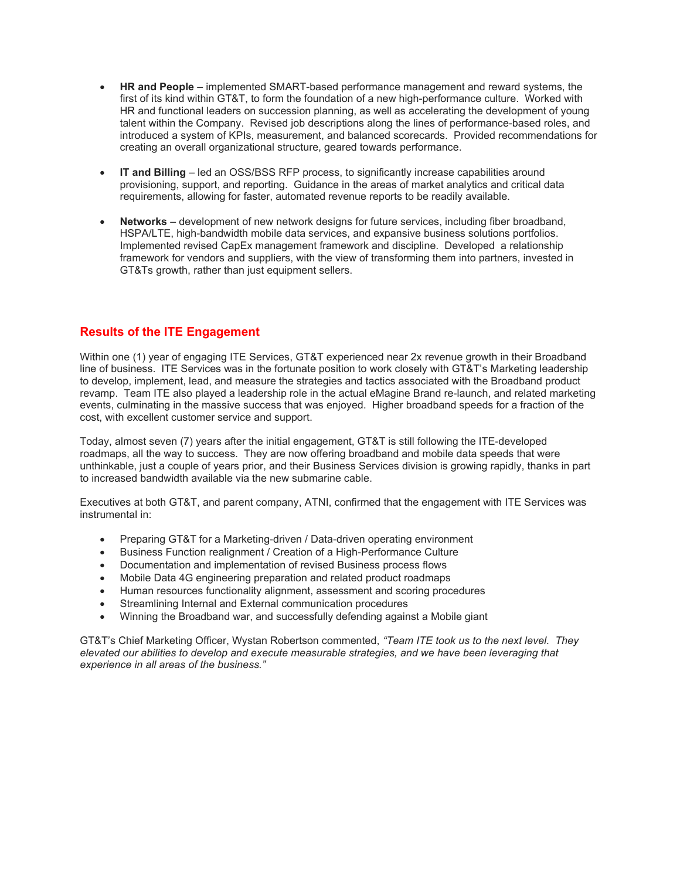- **HR and People** – implemented SMART-based performance management and reward systems, the first of its kind within GT&T, to form the foundation of a new high-performance culture. Worked with HR and functional leaders on succession planning, as well as accelerating the development of young talent within the Company. Revised job descriptions along the lines of performance-based roles, and introduced a system of KPIs, measurement, and balanced scorecards. Provided recommendations for creating an overall organizational structure, geared towards performance.

- **IT and Billing** – led an OSS/BSS RFP process, to significantly increase capabilities around provisioning, support, and reporting. Guidance in the areas of market analytics and critical data requirements, allowing for faster, automated revenue reports to be readily available.

- **Networks** – development of new network designs for future services, including fiber broadband, HSPA/LTE, high-bandwidth mobile data services, and expansive business solutions portfolios. Implemented revised CapEx management framework and discipline. Developed a relationship framework for vendors and suppliers, with the view of transforming them into partners, invested in GT&Ts growth, rather than just equipment sellers.

## Results of the ITE Engagement

Within one (1) year of engaging ITE Services, GT&T experienced near 2x revenue growth in their Broadband line of business. ITE Services was in the fortunate position to work closely with GT&T's Marketing leadership to develop, implement, lead, and measure the strategies and tactics associated with the Broadband product revamp. Team ITE also played a leadership role in the actual eMagine Brand re-launch, and related marketing events, culminating in the massive success that was enjoyed. Higher broadband speeds for a fraction of the cost, with excellent customer service and support.

Today, almost seven (7) years after the initial engagement, GT&T is still following the ITE-developed roadmaps, all the way to success. They are now offering broadband and mobile data speeds that were unthinkable, just a couple of years prior, and their Business Services division is growing rapidly, thanks in part to increased bandwidth available via the new submarine cable.

Executives at both GT&T, and parent company, ATNI, confirmed that the engagement with ITE Services was instrumental in:

- Preparing GT&T for a Marketing-driven / Data-driven operating environment
- Business Function realignment / Creation of a High-Performance Culture
- Documentation and implementation of revised Business process flows
- Mobile Data 4G engineering preparation and related product roadmaps
- Human resources functionality alignment, assessment and scoring procedures
- Streamlining Internal and External communication procedures
- Winning the Broadband war, and successfully defending against a Mobile giant

GT&T's Chief Marketing Officer, Wystan Robertson commented, *"Team ITE took us to the next level. They elevated our abilities to develop and execute measurable strategies, and we have been leveraging that experience in all areas of the business."*